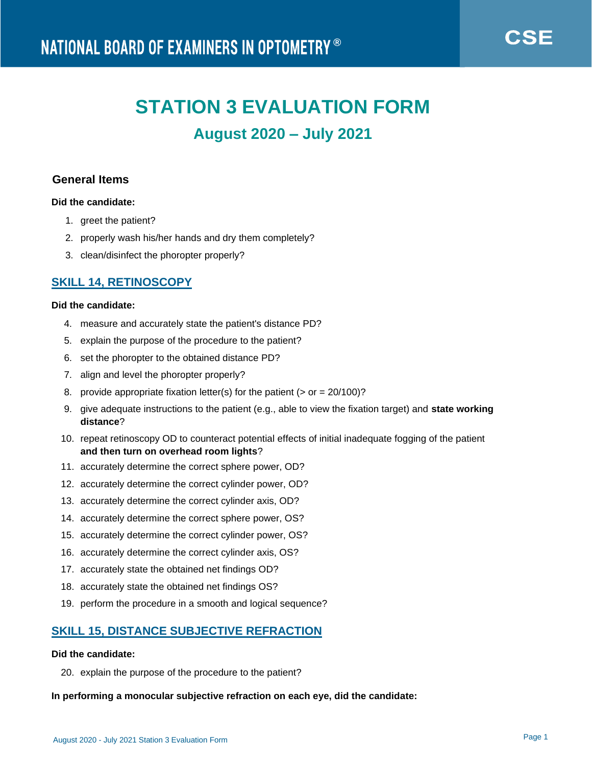NATIONAL BOARD OF EXAMINERS IN OPTOMETRY®

CSE

# STATION 3 EVALUATION FORM

## August 2020 – July 2021

### General Items

**Did the candidate:**

1. greet the patient?
2. properly wash his/her hands and dry them completely?
3. clean/disinfect the phoropter properly?

### SKILL 14, RETINOSCOPY

**Did the candidate:**

4. measure and accurately state the patient's distance PD?
5. explain the purpose of the procedure to the patient?
6. set the phoropter to the obtained distance PD?
7. align and level the phoropter properly?
8. provide appropriate fixation letter(s) for the patient (> or = 20/100)?
9. give adequate instructions to the patient (e.g., able to view the fixation target) and **state working distance**?
10. repeat retinoscopy OD to counteract potential effects of initial inadequate fogging of the patient **and then turn on overhead room lights**?
11. accurately determine the correct sphere power, OD?
12. accurately determine the correct cylinder power, OD?
13. accurately determine the correct cylinder axis, OD?
14. accurately determine the correct sphere power, OS?
15. accurately determine the correct cylinder power, OS?
16. accurately determine the correct cylinder axis, OS?
17. accurately state the obtained net findings OD?
18. accurately state the obtained net findings OS?
19. perform the procedure in a smooth and logical sequence?

### SKILL 15, DISTANCE SUBJECTIVE REFRACTION

**Did the candidate:**

20. explain the purpose of the procedure to the patient?

**In performing a monocular subjective refraction on each eye, did the candidate:**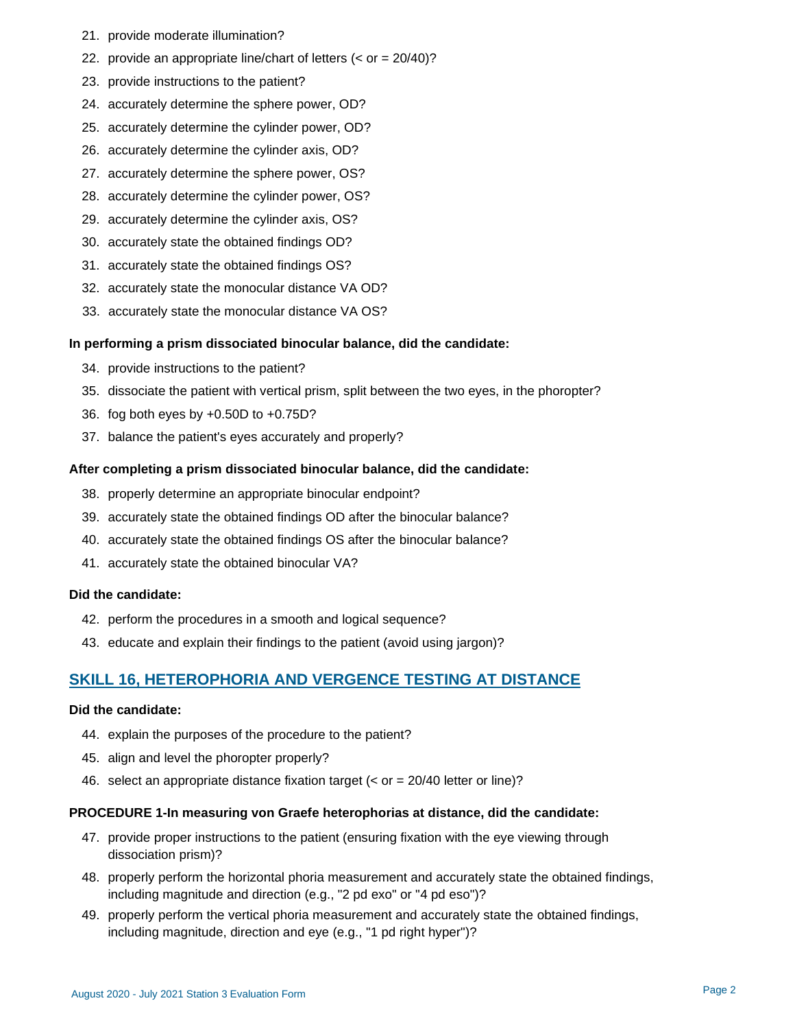21. provide moderate illumination?
22. provide an appropriate line/chart of letters (< or = 20/40)?
23. provide instructions to the patient?
24. accurately determine the sphere power, OD?
25. accurately determine the cylinder power, OD?
26. accurately determine the cylinder axis, OD?
27. accurately determine the sphere power, OS?
28. accurately determine the cylinder power, OS?
29. accurately determine the cylinder axis, OS?
30. accurately state the obtained findings OD?
31. accurately state the obtained findings OS?
32. accurately state the monocular distance VA OD?
33. accurately state the monocular distance VA OS?

**In performing a prism dissociated binocular balance, did the candidate:**

34. provide instructions to the patient?
35. dissociate the patient with vertical prism, split between the two eyes, in the phoropter?
36. fog both eyes by +0.50D to +0.75D?
37. balance the patient's eyes accurately and properly?

**After completing a prism dissociated binocular balance, did the candidate:**

38. properly determine an appropriate binocular endpoint?
39. accurately state the obtained findings OD after the binocular balance?
40. accurately state the obtained findings OS after the binocular balance?
41. accurately state the obtained binocular VA?

**Did the candidate:**

42. perform the procedures in a smooth and logical sequence?
43. educate and explain their findings to the patient (avoid using jargon)?

## SKILL 16, HETEROPHORIA AND VERGENCE TESTING AT DISTANCE

**Did the candidate:**

44. explain the purposes of the procedure to the patient?
45. align and level the phoropter properly?
46. select an appropriate distance fixation target (< or = 20/40 letter or line)?

**PROCEDURE 1-In measuring von Graefe heterophorias at distance, did the candidate:**

47. provide proper instructions to the patient (ensuring fixation with the eye viewing through dissociation prism)?
48. properly perform the horizontal phoria measurement and accurately state the obtained findings, including magnitude and direction (e.g., "2 pd exo" or "4 pd eso")?
49. properly perform the vertical phoria measurement and accurately state the obtained findings, including magnitude, direction and eye (e.g., "1 pd right hyper")?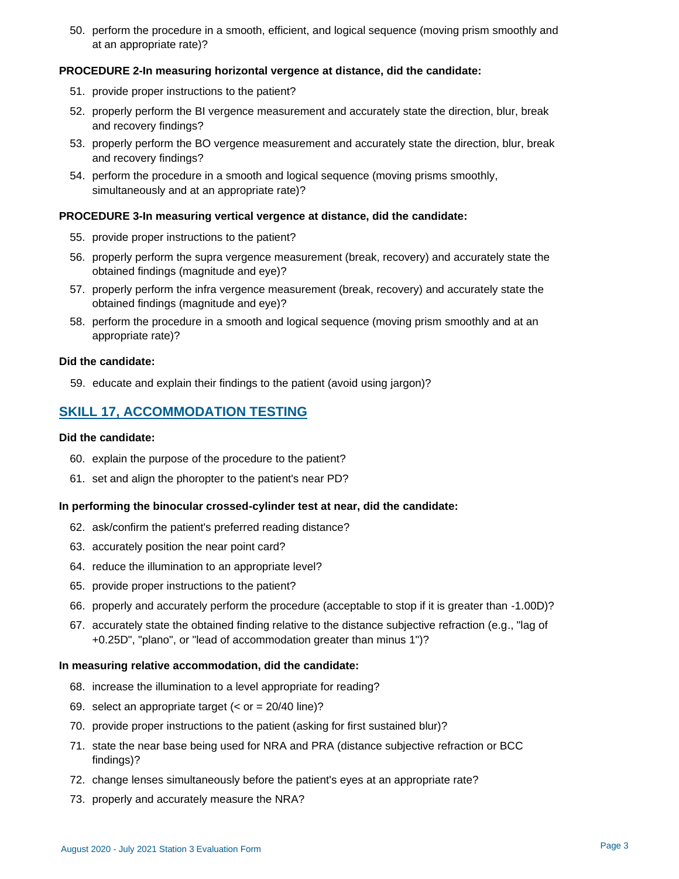50. perform the procedure in a smooth, efficient, and logical sequence (moving prism smoothly and at an appropriate rate)?

**PROCEDURE 2-In measuring horizontal vergence at distance, did the candidate:**

51. provide proper instructions to the patient?
52. properly perform the BI vergence measurement and accurately state the direction, blur, break and recovery findings?
53. properly perform the BO vergence measurement and accurately state the direction, blur, break and recovery findings?
54. perform the procedure in a smooth and logical sequence (moving prisms smoothly, simultaneously and at an appropriate rate)?

**PROCEDURE 3-In measuring vertical vergence at distance, did the candidate:**

55. provide proper instructions to the patient?
56. properly perform the supra vergence measurement (break, recovery) and accurately state the obtained findings (magnitude and eye)?
57. properly perform the infra vergence measurement (break, recovery) and accurately state the obtained findings (magnitude and eye)?
58. perform the procedure in a smooth and logical sequence (moving prism smoothly and at an appropriate rate)?

**Did the candidate:**

59. educate and explain their findings to the patient (avoid using jargon)?

## SKILL 17, ACCOMMODATION TESTING

**Did the candidate:**

60. explain the purpose of the procedure to the patient?
61. set and align the phoropter to the patient's near PD?

**In performing the binocular crossed-cylinder test at near, did the candidate:**

62. ask/confirm the patient's preferred reading distance?
63. accurately position the near point card?
64. reduce the illumination to an appropriate level?
65. provide proper instructions to the patient?
66. properly and accurately perform the procedure (acceptable to stop if it is greater than -1.00D)?
67. accurately state the obtained finding relative to the distance subjective refraction (e.g., "lag of +0.25D", "plano", or "lead of accommodation greater than minus 1")?

**In measuring relative accommodation, did the candidate:**

68. increase the illumination to a level appropriate for reading?
69. select an appropriate target (< or = 20/40 line)?
70. provide proper instructions to the patient (asking for first sustained blur)?
71. state the near base being used for NRA and PRA (distance subjective refraction or BCC findings)?
72. change lenses simultaneously before the patient's eyes at an appropriate rate?
73. properly and accurately measure the NRA?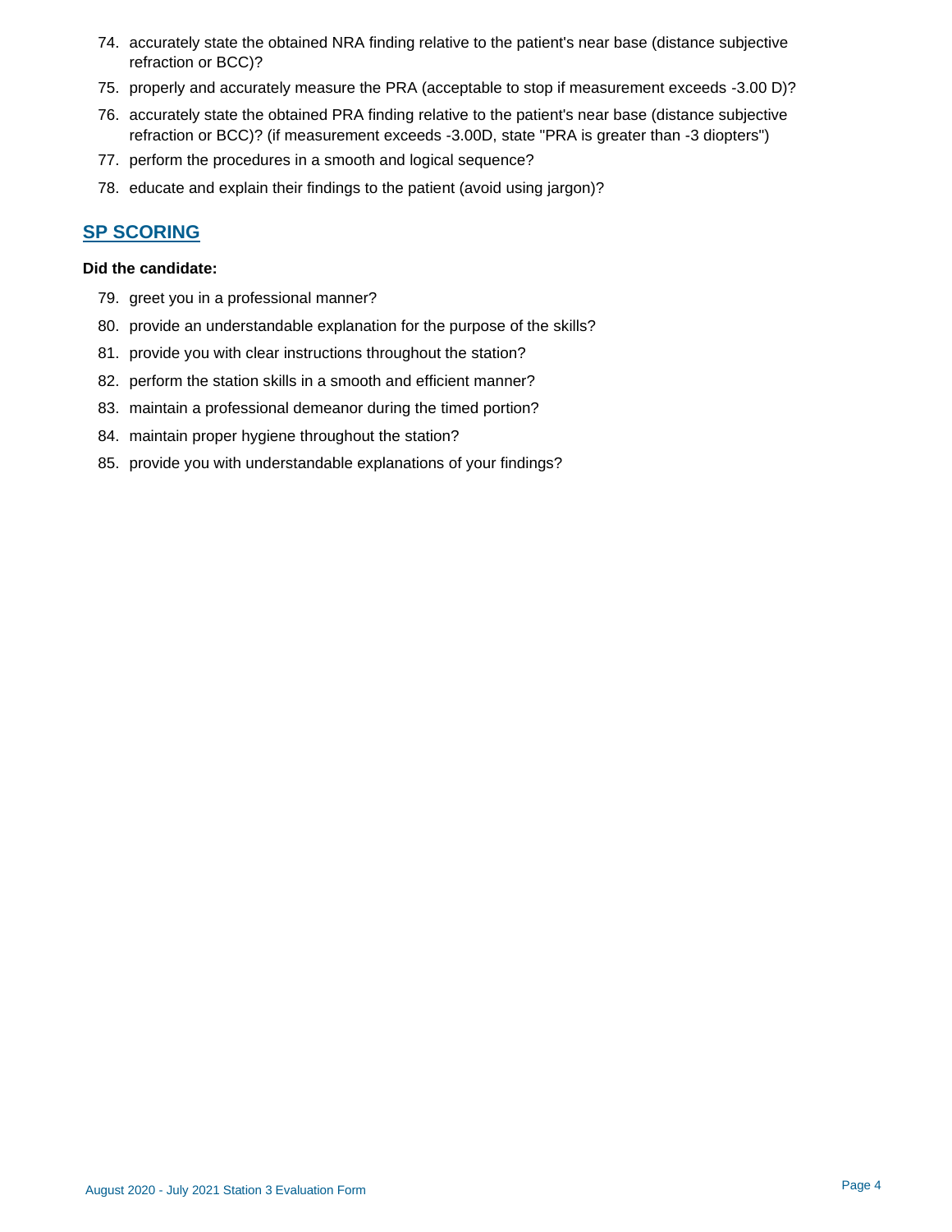74. accurately state the obtained NRA finding relative to the patient's near base (distance subjective refraction or BCC)?
75. properly and accurately measure the PRA (acceptable to stop if measurement exceeds -3.00 D)?
76. accurately state the obtained PRA finding relative to the patient's near base (distance subjective refraction or BCC)? (if measurement exceeds -3.00D, state "PRA is greater than -3 diopters")
77. perform the procedures in a smooth and logical sequence?
78. educate and explain their findings to the patient (avoid using jargon)?

## SP SCORING

**Did the candidate:**

79. greet you in a professional manner?
80. provide an understandable explanation for the purpose of the skills?
81. provide you with clear instructions throughout the station?
82. perform the station skills in a smooth and efficient manner?
83. maintain a professional demeanor during the timed portion?
84. maintain proper hygiene throughout the station?
85. provide you with understandable explanations of your findings?